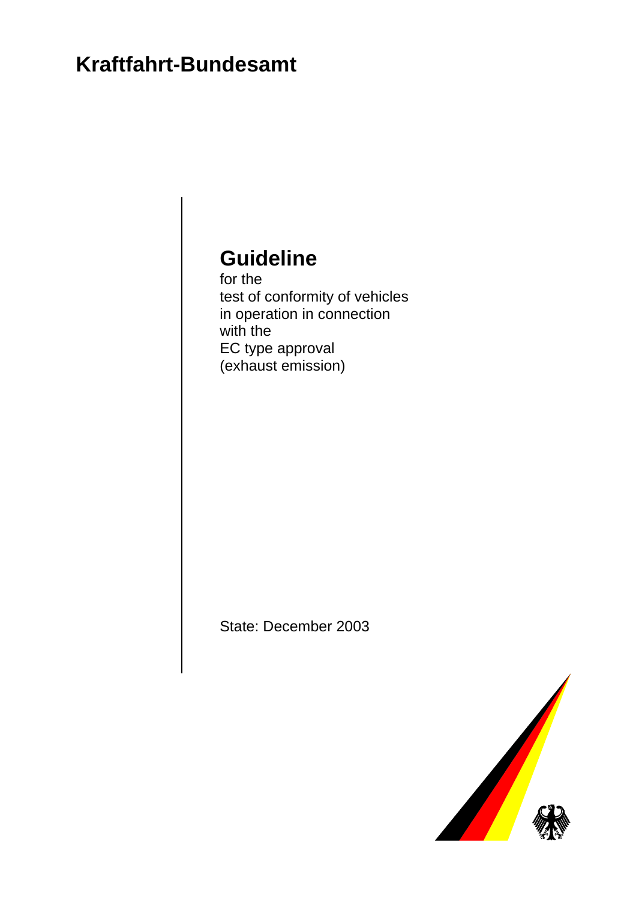# Kraftfahrt-Bundesamt

## Guideline

for the
test of conformity of vehicles
in operation in connection
with the
EC type approval
(exhaust emission)

State: December 2003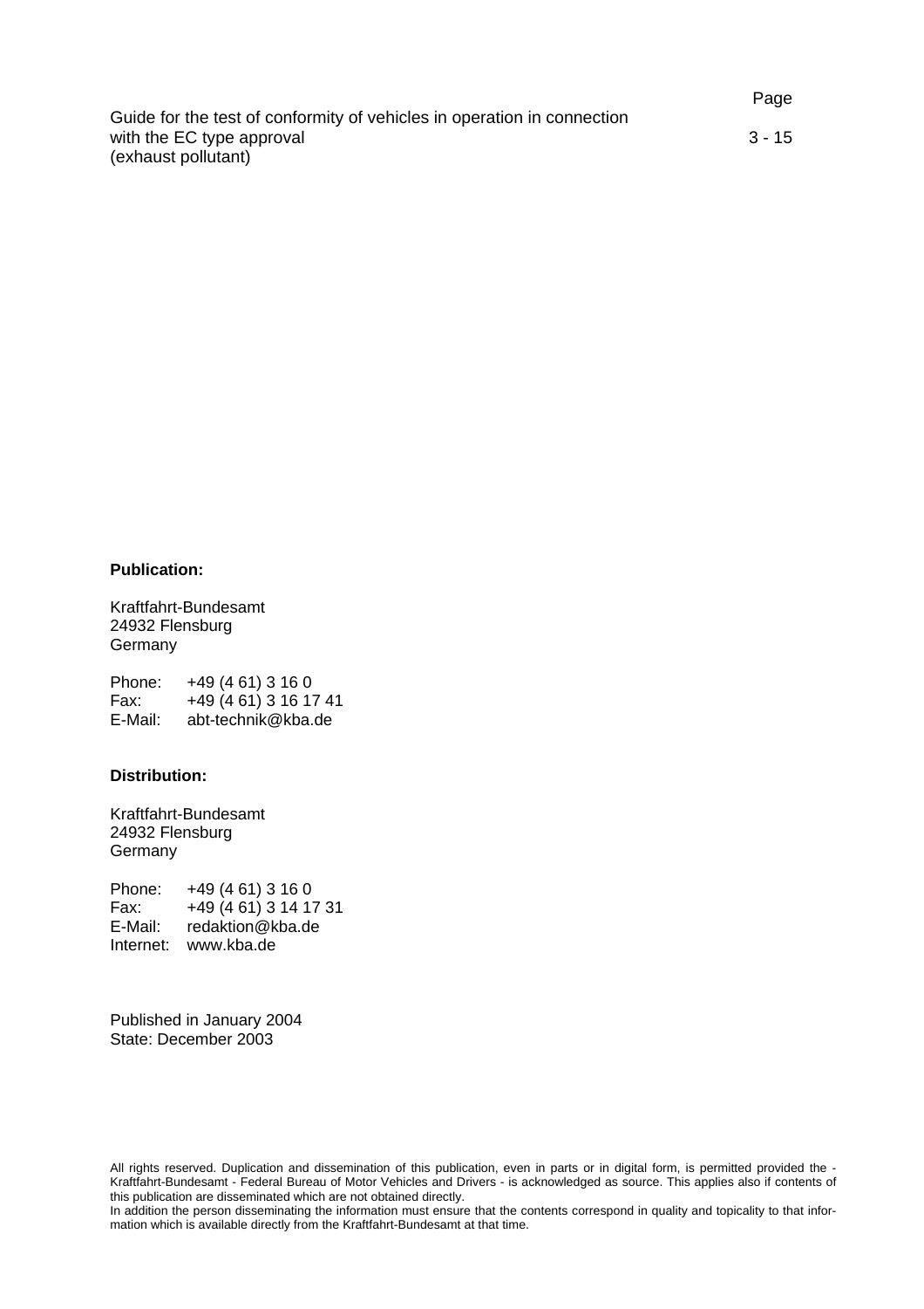| | Page |
|---|---|
| Guide for the test of conformity of vehicles in operation in connection with the EC type approval (exhaust pollutant) | 3 - 15 |

**Publication:**

Kraftfahrt-Bundesamt
24932 Flensburg
Germany

Phone: +49 (4 61) 3 16 0
Fax: +49 (4 61) 3 16 17 41
E-Mail: abt-technik@kba.de

**Distribution:**

Kraftfahrt-Bundesamt
24932 Flensburg
Germany

Phone: +49 (4 61) 3 16 0
Fax: +49 (4 61) 3 14 17 31
E-Mail: redaktion@kba.de
Internet: www.kba.de

Published in January 2004
State: December 2003

All rights reserved. Duplication and dissemination of this publication, even in parts or in digital form, is permitted provided the - Kraftfahrt-Bundesamt - Federal Bureau of Motor Vehicles and Drivers - is acknowledged as source. This applies also if contents of this publication are disseminated which are not obtained directly.
In addition the person disseminating the information must ensure that the contents correspond in quality and topicality to that information which is available directly from the Kraftfahrt-Bundesamt at that time.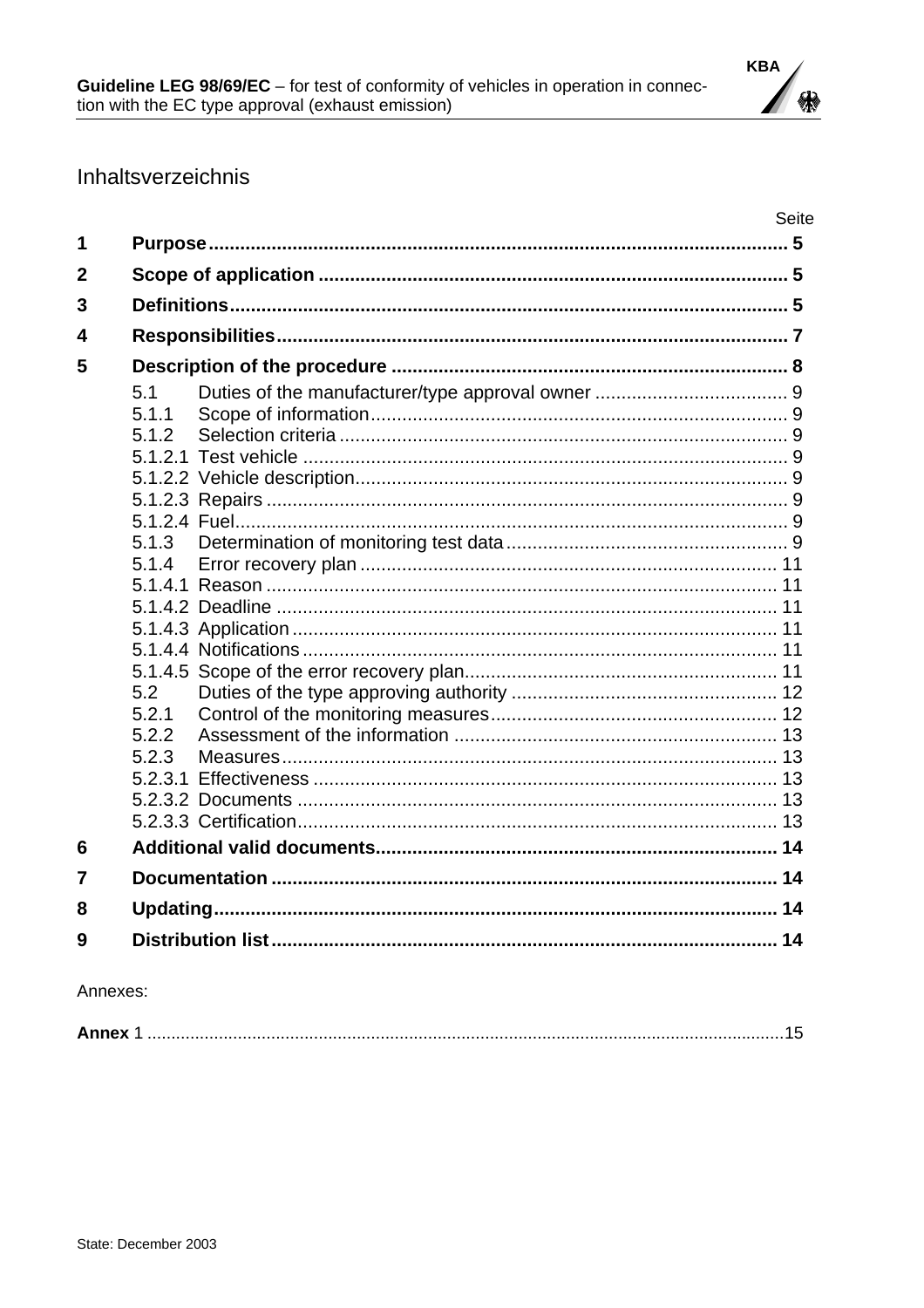# Inhaltsverzeichnis

Seite

**1 Purpose** ... 5

**2 Scope of application** ... 5

**3 Definitions** ... 5

**4 Responsibilities** ... 7

**5 Description of the procedure** ... 8

- 5.1 Duties of the manufacturer/type approval owner ... 9
- 5.1.1 Scope of information ... 9
- 5.1.2 Selection criteria ... 9
- 5.1.2.1 Test vehicle ... 9
- 5.1.2.2 Vehicle description ... 9
- 5.1.2.3 Repairs ... 9
- 5.1.2.4 Fuel ... 9
- 5.1.3 Determination of monitoring test data ... 9
- 5.1.4 Error recovery plan ... 11
- 5.1.4.1 Reason ... 11
- 5.1.4.2 Deadline ... 11
- 5.1.4.3 Application ... 11
- 5.1.4.4 Notifications ... 11
- 5.1.4.5 Scope of the error recovery plan ... 11
- 5.2 Duties of the type approving authority ... 12
- 5.2.1 Control of the monitoring measures ... 12
- 5.2.2 Assessment of the information ... 13
- 5.2.3 Measures ... 13
- 5.2.3.1 Effectiveness ... 13
- 5.2.3.2 Documents ... 13
- 5.2.3.3 Certification ... 13

**6 Additional valid documents** ... 14

**7 Documentation** ... 14

**8 Updating** ... 14

**9 Distribution list** ... 14

Annexes:

**Annex** 1 ... 15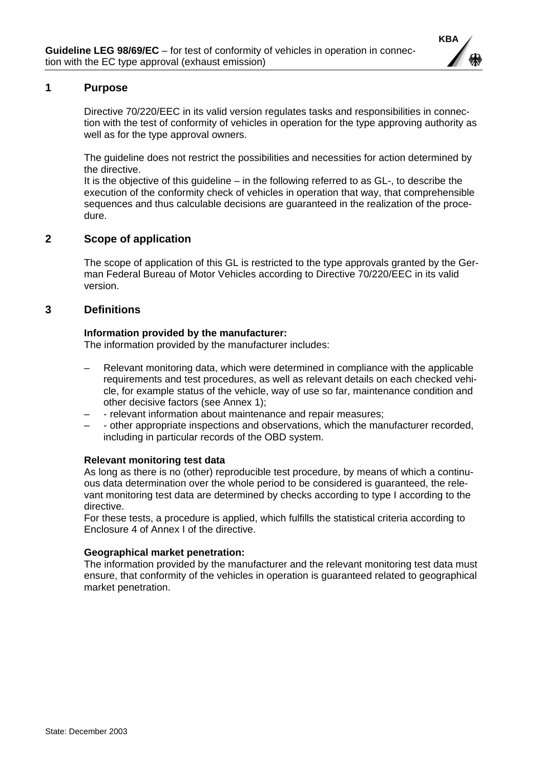## 1 Purpose

Directive 70/220/EEC in its valid version regulates tasks and responsibilities in connection with the test of conformity of vehicles in operation for the type approving authority as well as for the type approval owners.

The guideline does not restrict the possibilities and necessities for action determined by the directive.
It is the objective of this guideline – in the following referred to as GL-, to describe the execution of the conformity check of vehicles in operation that way, that comprehensible sequences and thus calculable decisions are guaranteed in the realization of the procedure.

## 2 Scope of application

The scope of application of this GL is restricted to the type approvals granted by the German Federal Bureau of Motor Vehicles according to Directive 70/220/EEC in its valid version.

## 3 Definitions

**Information provided by the manufacturer:**
The information provided by the manufacturer includes:

- Relevant monitoring data, which were determined in compliance with the applicable requirements and test procedures, as well as relevant details on each checked vehicle, for example status of the vehicle, way of use so far, maintenance condition and other decisive factors (see Annex 1);
- - relevant information about maintenance and repair measures;
- - other appropriate inspections and observations, which the manufacturer recorded, including in particular records of the OBD system.

**Relevant monitoring test data**
As long as there is no (other) reproducible test procedure, by means of which a continuous data determination over the whole period to be considered is guaranteed, the relevant monitoring test data are determined by checks according to type I according to the directive.
For these tests, a procedure is applied, which fulfills the statistical criteria according to Enclosure 4 of Annex I of the directive.

**Geographical market penetration:**
The information provided by the manufacturer and the relevant monitoring test data must ensure, that conformity of the vehicles in operation is guaranteed related to geographical market penetration.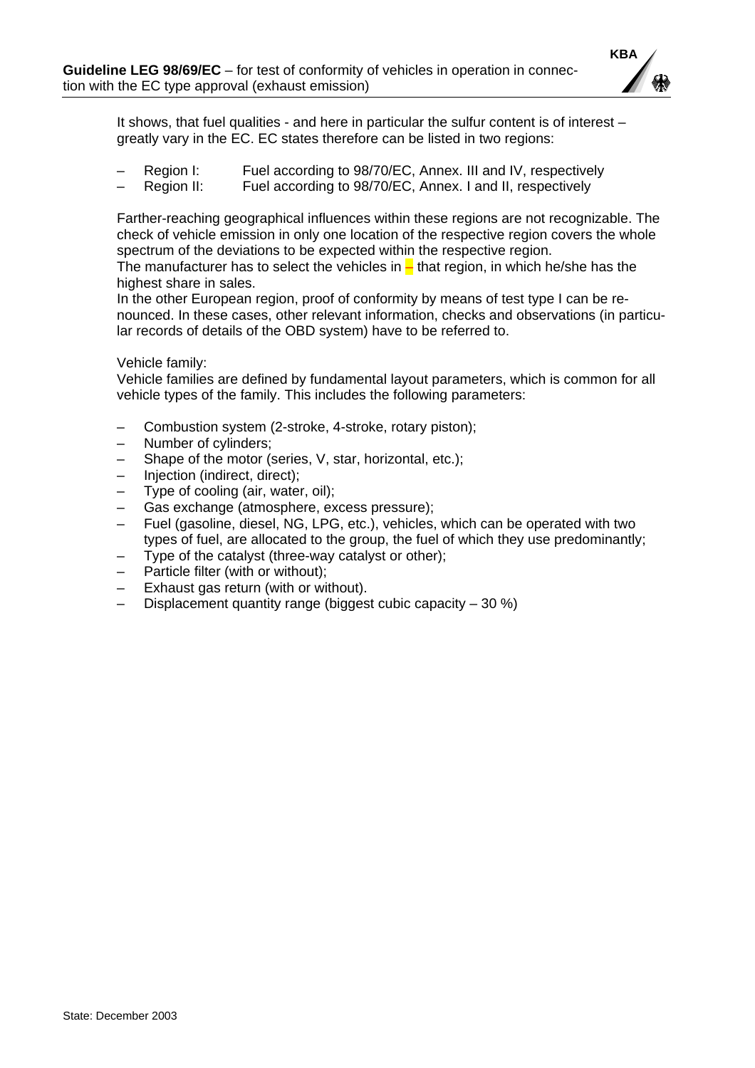It shows, that fuel qualities - and here in particular the sulfur content is of interest – greatly vary in the EC. EC states therefore can be listed in two regions:

– Region I: Fuel according to 98/70/EC, Annex. III and IV, respectively
– Region II: Fuel according to 98/70/EC, Annex. I and II, respectively

Farther-reaching geographical influences within these regions are not recognizable. The check of vehicle emission in only one location of the respective region covers the whole spectrum of the deviations to be expected within the respective region.
The manufacturer has to select the vehicles in – that region, in which he/she has the highest share in sales.
In the other European region, proof of conformity by means of test type I can be renounced. In these cases, other relevant information, checks and observations (in particular records of details of the OBD system) have to be referred to.

Vehicle family:
Vehicle families are defined by fundamental layout parameters, which is common for all vehicle types of the family. This includes the following parameters:

– Combustion system (2-stroke, 4-stroke, rotary piston);
– Number of cylinders;
– Shape of the motor (series, V, star, horizontal, etc.);
– Injection (indirect, direct);
– Type of cooling (air, water, oil);
– Gas exchange (atmosphere, excess pressure);
– Fuel (gasoline, diesel, NG, LPG, etc.), vehicles, which can be operated with two types of fuel, are allocated to the group, the fuel of which they use predominantly;
– Type of the catalyst (three-way catalyst or other);
– Particle filter (with or without);
– Exhaust gas return (with or without).
– Displacement quantity range (biggest cubic capacity – 30 %)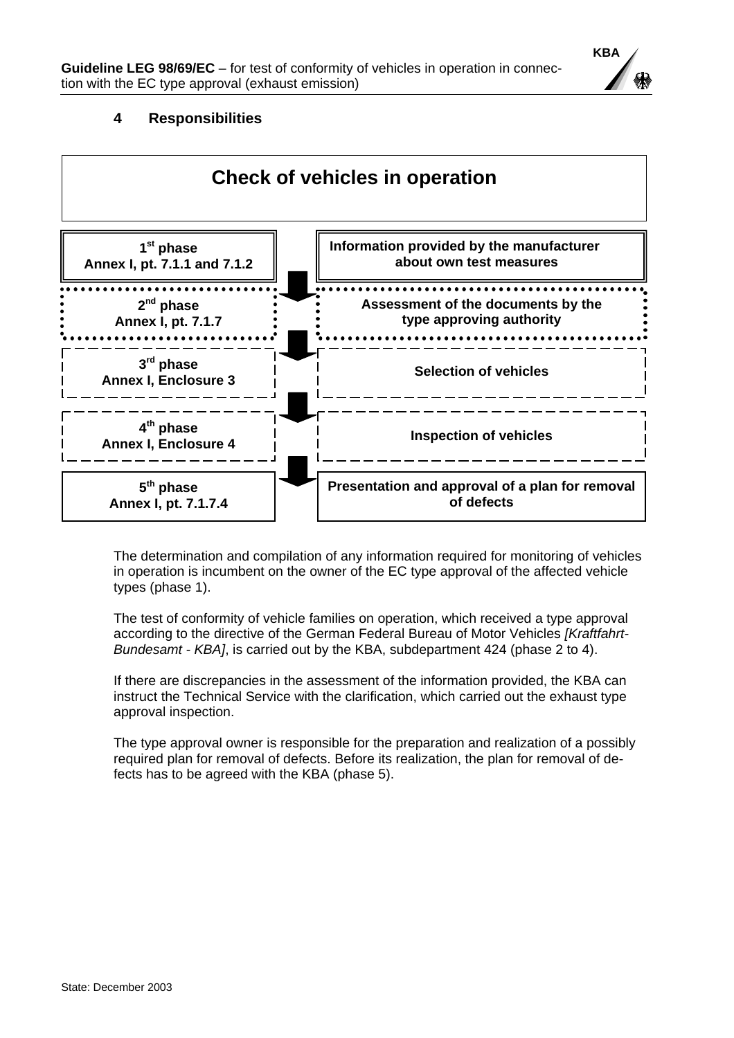## 4 Responsibilities

**Check of vehicles in operation**

| Phase | Activity |
|---|---|
| **1st phase**<br>**Annex I, pt. 7.1.1 and 7.1.2** | **Information provided by the manufacturer about own test measures** |
| **2nd phase**<br>**Annex I, pt. 7.1.7** | **Assessment of the documents by the type approving authority** |
| **3rd phase**<br>**Annex I, Enclosure 3** | **Selection of vehicles** |
| **4th phase**<br>**Annex I, Enclosure 4** | **Inspection of vehicles** |
| **5th phase**<br>**Annex I, pt. 7.1.7.4** | **Presentation and approval of a plan for removal of defects** |

The determination and compilation of any information required for monitoring of vehicles in operation is incumbent on the owner of the EC type approval of the affected vehicle types (phase 1).

The test of conformity of vehicle families on operation, which received a type approval according to the directive of the German Federal Bureau of Motor Vehicles *[Kraftfahrt-Bundesamt - KBA]*, is carried out by the KBA, subdepartment 424 (phase 2 to 4).

If there are discrepancies in the assessment of the information provided, the KBA can instruct the Technical Service with the clarification, which carried out the exhaust type approval inspection.

The type approval owner is responsible for the preparation and realization of a possibly required plan for removal of defects. Before its realization, the plan for removal of defects has to be agreed with the KBA (phase 5).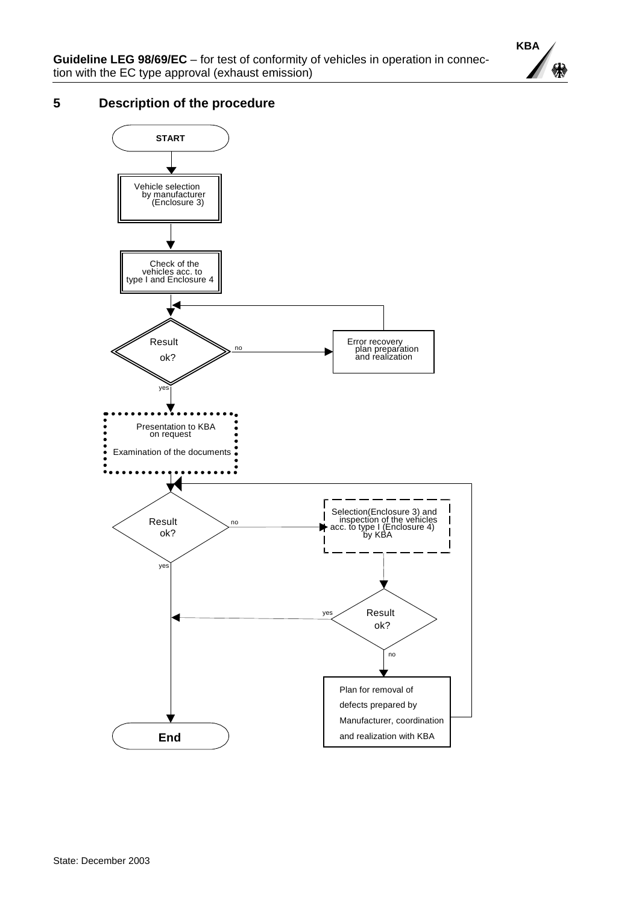## 5 Description of the procedure

START

Vehicle selection by manufacturer (Enclosure 3)

Check of the vehicles acc. to type I and Enclosure 4

Result ok?

no

Error recovery plan preparation and realization

yes

Presentation to KBA on request

Examination of the documents

Result ok?

no

Selection(Enclosure 3) and inspection of the vehicles acc. to type I (Enclosure 4) by KBA

yes

Result ok?

yes

no

Plan for removal of defects prepared by Manufacturer, coordination and realization with KBA

End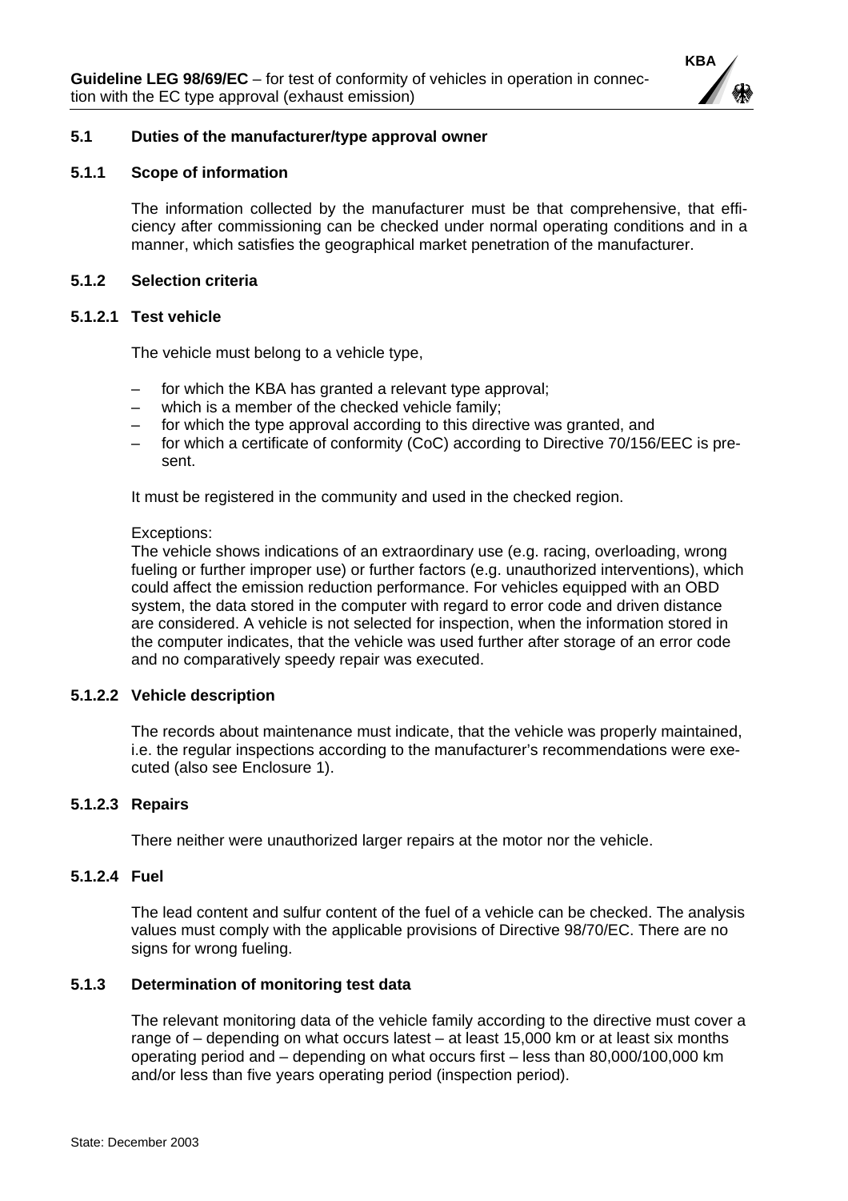### 5.1 Duties of the manufacturer/type approval owner

#### 5.1.1 Scope of information

The information collected by the manufacturer must be that comprehensive, that efficiency after commissioning can be checked under normal operating conditions and in a manner, which satisfies the geographical market penetration of the manufacturer.

#### 5.1.2 Selection criteria

##### 5.1.2.1 Test vehicle

The vehicle must belong to a vehicle type,

- for which the KBA has granted a relevant type approval;
- which is a member of the checked vehicle family;
- for which the type approval according to this directive was granted, and
- for which a certificate of conformity (CoC) according to Directive 70/156/EEC is present.

It must be registered in the community and used in the checked region.

Exceptions:
The vehicle shows indications of an extraordinary use (e.g. racing, overloading, wrong fueling or further improper use) or further factors (e.g. unauthorized interventions), which could affect the emission reduction performance. For vehicles equipped with an OBD system, the data stored in the computer with regard to error code and driven distance are considered. A vehicle is not selected for inspection, when the information stored in the computer indicates, that the vehicle was used further after storage of an error code and no comparatively speedy repair was executed.

##### 5.1.2.2 Vehicle description

The records about maintenance must indicate, that the vehicle was properly maintained, i.e. the regular inspections according to the manufacturer's recommendations were executed (also see Enclosure 1).

##### 5.1.2.3 Repairs

There neither were unauthorized larger repairs at the motor nor the vehicle.

##### 5.1.2.4 Fuel

The lead content and sulfur content of the fuel of a vehicle can be checked. The analysis values must comply with the applicable provisions of Directive 98/70/EC. There are no signs for wrong fueling.

#### 5.1.3 Determination of monitoring test data

The relevant monitoring data of the vehicle family according to the directive must cover a range of – depending on what occurs latest – at least 15,000 km or at least six months operating period and – depending on what occurs first – less than 80,000/100,000 km and/or less than five years operating period (inspection period).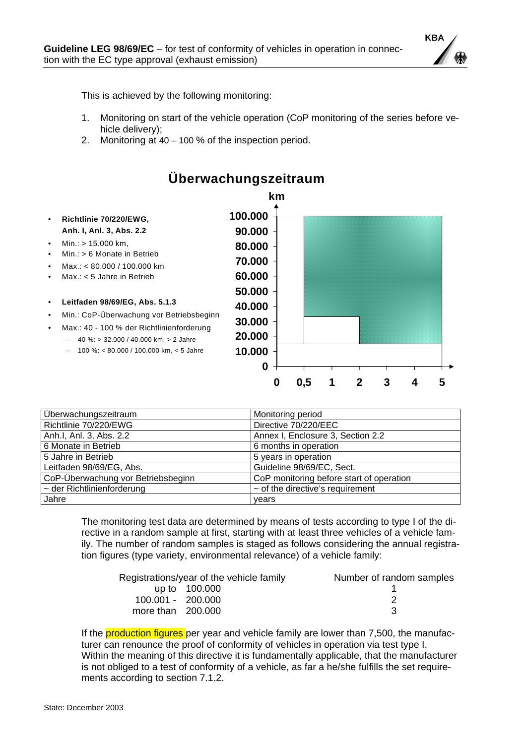This is achieved by the following monitoring:

1. Monitoring on start of the vehicle operation (CoP monitoring of the series before vehicle delivery);
2. Monitoring at 40 – 100 % of the inspection period.

## Überwachungszeitraum

- **Richtlinie 70/220/EWG, Anh. I, Anl. 3, Abs. 2.2**
- Min.: > 15.000 km,
- Min.: > 6 Monate in Betrieb
- Max.: < 80.000 / 100.000 km
- Max.: < 5 Jahre in Betrieb

- **Leitfaden 98/69/EG, Abs. 5.1.3**
- Min.: CoP-Überwachung vor Betriebsbeginn
- Max.: 40 - 100 % der Richtlinienforderung
  - 40 %: > 32.000 / 40.000 km, > 2 Jahre
  - 100 %: < 80.000 / 100.000 km, < 5 Jahre

km

100.000
90.000
80.000
70.000
60.000
50.000
40.000
30.000
20.000
10.000
0

0 0,5 1 2 3 4 5

| Überwachungszeitraum | Monitoring period |
|---|---|
| Richtlinie 70/220/EWG | Directive 70/220/EEC |
| Anh.I, Anl. 3, Abs. 2.2 | Annex I, Enclosure 3, Section 2.2 |
| 6 Monate in Betrieb | 6 months in operation |
| 5 Jahre in Betrieb | 5 years in operation |
| Leitfaden 98/69/EG, Abs. | Guideline 98/69/EC, Sect. |
| CoP-Überwachung vor Betriebsbeginn | CoP monitoring before start of operation |
| ~ der Richtlinienforderung | ~ of the directive's requirement |
| Jahre | years |

The monitoring test data are determined by means of tests according to type I of the directive in a random sample at first, starting with at least three vehicles of a vehicle family. The number of random samples is staged as follows considering the annual registration figures (type variety, environmental relevance) of a vehicle family:

| Registrations/year of the vehicle family | Number of random samples |
|---|---|
| up to 100.000 | 1 |
| 100.001 - 200.000 | 2 |
| more than 200.000 | 3 |

If the production figures per year and vehicle family are lower than 7,500, the manufacturer can renounce the proof of conformity of vehicles in operation via test type I. Within the meaning of this directive it is fundamentally applicable, that the manufacturer is not obliged to a test of conformity of a vehicle, as far a he/she fulfills the set requirements according to section 7.1.2.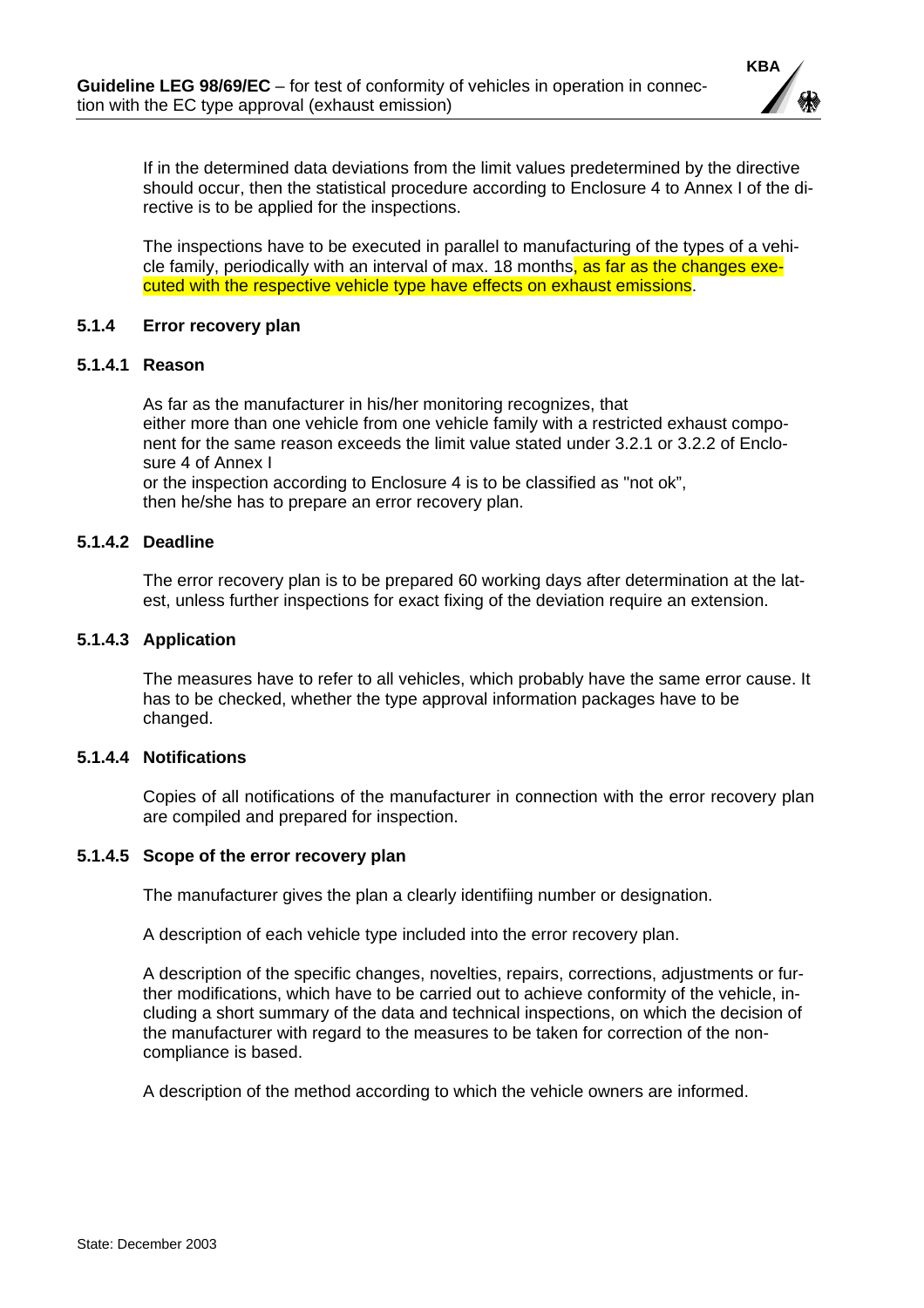If in the determined data deviations from the limit values predetermined by the directive should occur, then the statistical procedure according to Enclosure 4 to Annex I of the directive is to be applied for the inspections.

The inspections have to be executed in parallel to manufacturing of the types of a vehicle family, periodically with an interval of max. 18 months, as far as the changes executed with the respective vehicle type have effects on exhaust emissions.

### 5.1.4 Error recovery plan

#### 5.1.4.1 Reason

As far as the manufacturer in his/her monitoring recognizes, that
either more than one vehicle from one vehicle family with a restricted exhaust component for the same reason exceeds the limit value stated under 3.2.1 or 3.2.2 of Enclosure 4 of Annex I
or the inspection according to Enclosure 4 is to be classified as "not ok",
then he/she has to prepare an error recovery plan.

#### 5.1.4.2 Deadline

The error recovery plan is to be prepared 60 working days after determination at the latest, unless further inspections for exact fixing of the deviation require an extension.

#### 5.1.4.3 Application

The measures have to refer to all vehicles, which probably have the same error cause. It has to be checked, whether the type approval information packages have to be changed.

#### 5.1.4.4 Notifications

Copies of all notifications of the manufacturer in connection with the error recovery plan are compiled and prepared for inspection.

#### 5.1.4.5 Scope of the error recovery plan

The manufacturer gives the plan a clearly identifiing number or designation.

A description of each vehicle type included into the error recovery plan.

A description of the specific changes, novelties, repairs, corrections, adjustments or further modifications, which have to be carried out to achieve conformity of the vehicle, including a short summary of the data and technical inspections, on which the decision of the manufacturer with regard to the measures to be taken for correction of the non-compliance is based.

A description of the method according to which the vehicle owners are informed.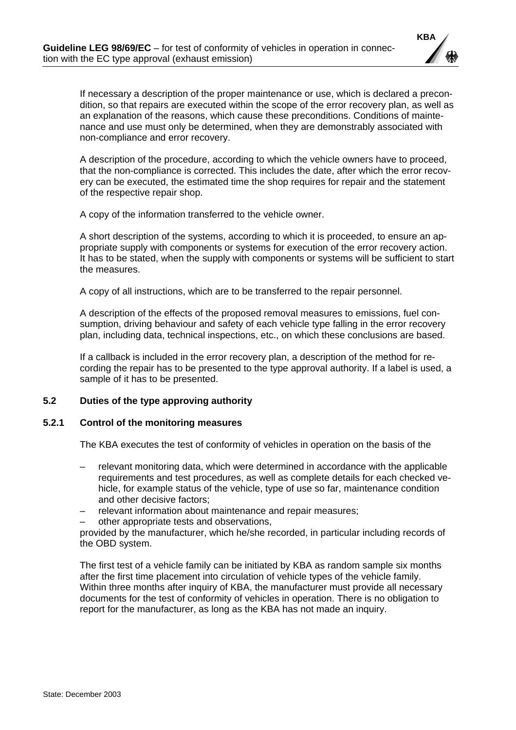If necessary a description of the proper maintenance or use, which is declared a precondition, so that repairs are executed within the scope of the error recovery plan, as well as an explanation of the reasons, which cause these preconditions. Conditions of maintenance and use must only be determined, when they are demonstrably associated with non-compliance and error recovery.

A description of the procedure, according to which the vehicle owners have to proceed, that the non-compliance is corrected. This includes the date, after which the error recovery can be executed, the estimated time the shop requires for repair and the statement of the respective repair shop.

A copy of the information transferred to the vehicle owner.

A short description of the systems, according to which it is proceeded, to ensure an appropriate supply with components or systems for execution of the error recovery action. It has to be stated, when the supply with components or systems will be sufficient to start the measures.

A copy of all instructions, which are to be transferred to the repair personnel.

A description of the effects of the proposed removal measures to emissions, fuel consumption, driving behaviour and safety of each vehicle type falling in the error recovery plan, including data, technical inspections, etc., on which these conclusions are based.

If a callback is included in the error recovery plan, a description of the method for recording the repair has to be presented to the type approval authority. If a label is used, a sample of it has to be presented.

### 5.2 Duties of the type approving authority

#### 5.2.1 Control of the monitoring measures

The KBA executes the test of conformity of vehicles in operation on the basis of the

- relevant monitoring data, which were determined in accordance with the applicable requirements and test procedures, as well as complete details for each checked vehicle, for example status of the vehicle, type of use so far, maintenance condition and other decisive factors;
- relevant information about maintenance and repair measures;
- other appropriate tests and observations,

provided by the manufacturer, which he/she recorded, in particular including records of the OBD system.

The first test of a vehicle family can be initiated by KBA as random sample six months after the first time placement into circulation of vehicle types of the vehicle family. Within three months after inquiry of KBA, the manufacturer must provide all necessary documents for the test of conformity of vehicles in operation. There is no obligation to report for the manufacturer, as long as the KBA has not made an inquiry.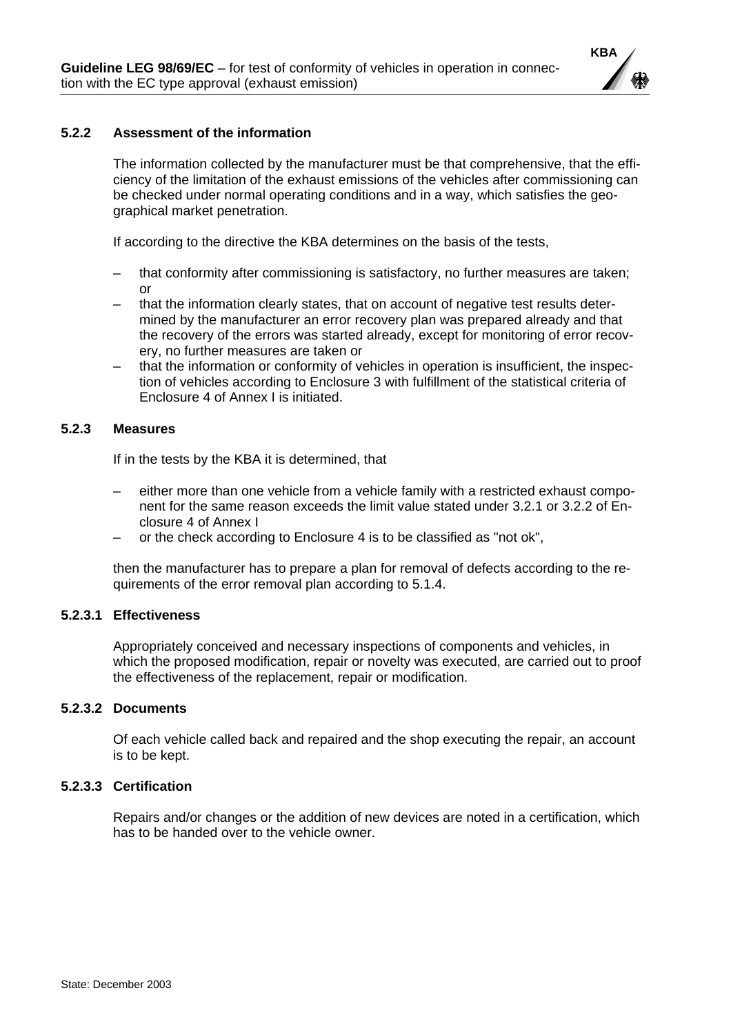#### 5.2.2 Assessment of the information

The information collected by the manufacturer must be that comprehensive, that the efficiency of the limitation of the exhaust emissions of the vehicles after commissioning can be checked under normal operating conditions and in a way, which satisfies the geographical market penetration.

If according to the directive the KBA determines on the basis of the tests,

- that conformity after commissioning is satisfactory, no further measures are taken; or
- that the information clearly states, that on account of negative test results determined by the manufacturer an error recovery plan was prepared already and that the recovery of the errors was started already, except for monitoring of error recovery, no further measures are taken or
- that the information or conformity of vehicles in operation is insufficient, the inspection of vehicles according to Enclosure 3 with fulfillment of the statistical criteria of Enclosure 4 of Annex I is initiated.

#### 5.2.3 Measures

If in the tests by the KBA it is determined, that

- either more than one vehicle from a vehicle family with a restricted exhaust component for the same reason exceeds the limit value stated under 3.2.1 or 3.2.2 of Enclosure 4 of Annex I
- or the check according to Enclosure 4 is to be classified as "not ok",

then the manufacturer has to prepare a plan for removal of defects according to the requirements of the error removal plan according to 5.1.4.

##### 5.2.3.1 Effectiveness

Appropriately conceived and necessary inspections of components and vehicles, in which the proposed modification, repair or novelty was executed, are carried out to proof the effectiveness of the replacement, repair or modification.

##### 5.2.3.2 Documents

Of each vehicle called back and repaired and the shop executing the repair, an account is to be kept.

##### 5.2.3.3 Certification

Repairs and/or changes or the addition of new devices are noted in a certification, which has to be handed over to the vehicle owner.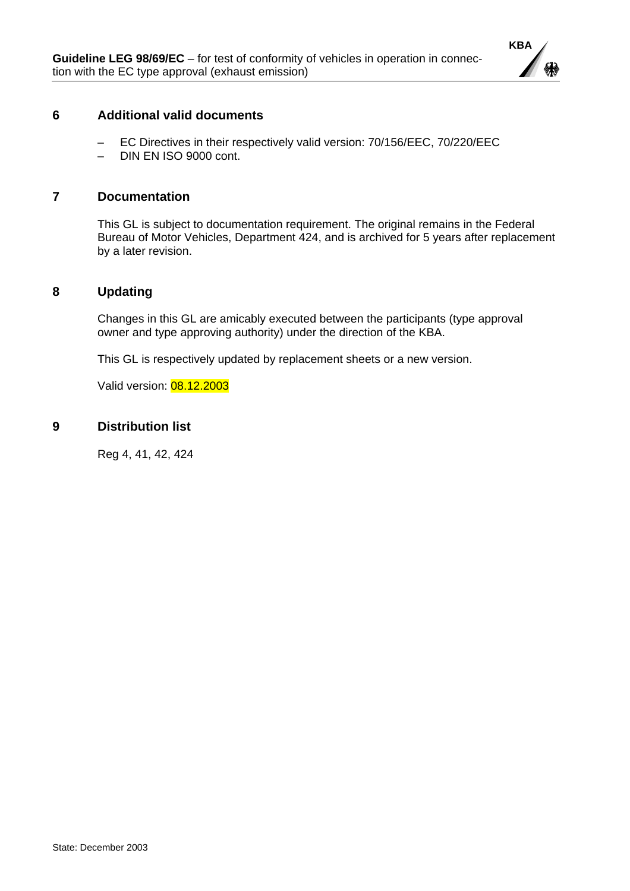## 6 Additional valid documents

- EC Directives in their respectively valid version: 70/156/EEC, 70/220/EEC
- DIN EN ISO 9000 cont.

## 7 Documentation

This GL is subject to documentation requirement. The original remains in the Federal Bureau of Motor Vehicles, Department 424, and is archived for 5 years after replacement by a later revision.

## 8 Updating

Changes in this GL are amicably executed between the participants (type approval owner and type approving authority) under the direction of the KBA.

This GL is respectively updated by replacement sheets or a new version.

Valid version: 08.12.2003

## 9 Distribution list

Reg 4, 41, 42, 424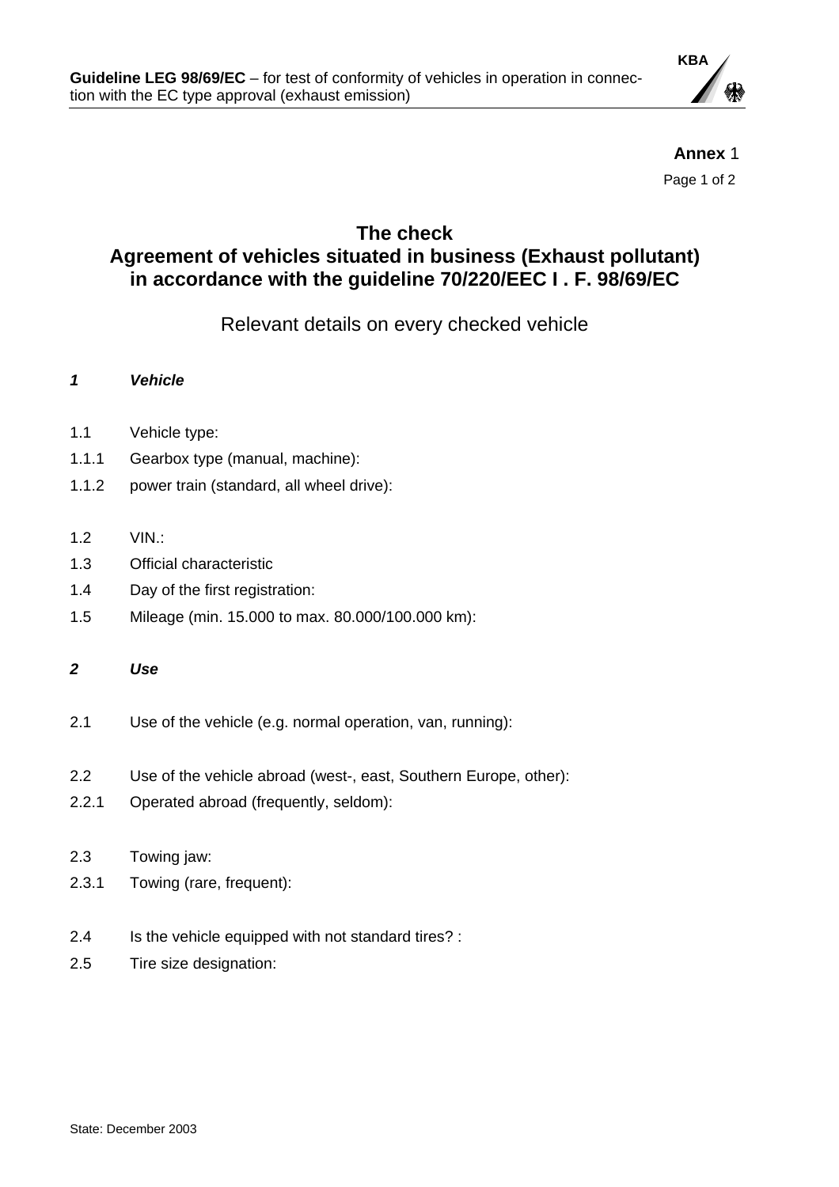**Annex** 1

# The check
# Agreement of vehicles situated in business (Exhaust pollutant) in accordance with the guideline 70/220/EEC I . F. 98/69/EC

## Relevant details on every checked vehicle

***1 Vehicle***

1.1 Vehicle type:

1.1.1 Gearbox type (manual, machine):

1.1.2 power train (standard, all wheel drive):

1.2 VIN.:

1.3 Official characteristic

1.4 Day of the first registration:

1.5 Mileage (min. 15.000 to max. 80.000/100.000 km):

***2 Use***

2.1 Use of the vehicle (e.g. normal operation, van, running):

2.2 Use of the vehicle abroad (west-, east, Southern Europe, other):

2.2.1 Operated abroad (frequently, seldom):

2.3 Towing jaw:

2.3.1 Towing (rare, frequent):

2.4 Is the vehicle equipped with not standard tires? :

2.5 Tire size designation: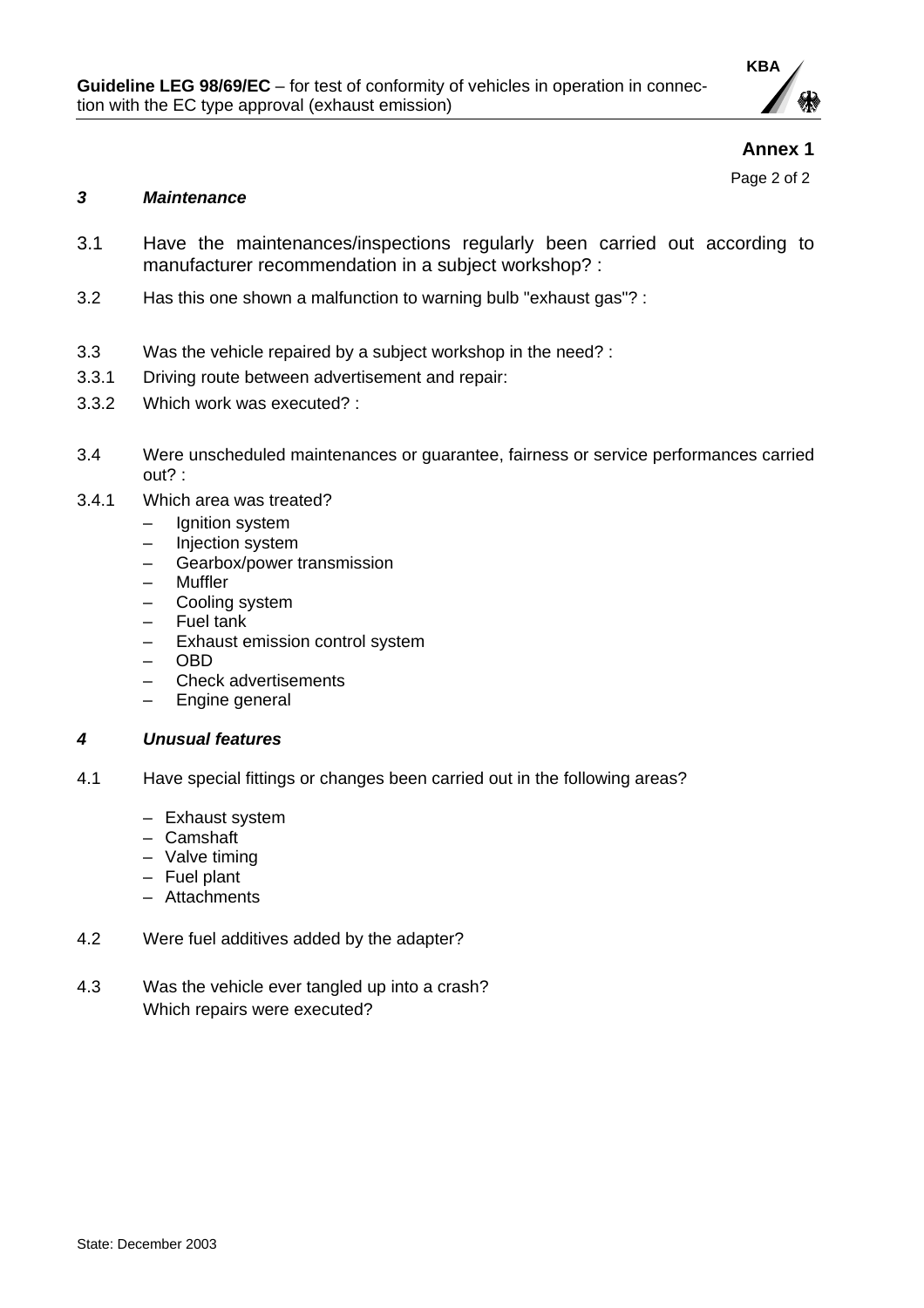**Annex 1**

### *3 Maintenance*

3.1 Have the maintenances/inspections regularly been carried out according to manufacturer recommendation in a subject workshop? :

3.2 Has this one shown a malfunction to warning bulb "exhaust gas"? :

3.3 Was the vehicle repaired by a subject workshop in the need? :

3.3.1 Driving route between advertisement and repair:

3.3.2 Which work was executed? :

3.4 Were unscheduled maintenances or guarantee, fairness or service performances carried out? :

3.4.1 Which area was treated?

- Ignition system
- Injection system
- Gearbox/power transmission
- Muffler
- Cooling system
- Fuel tank
- Exhaust emission control system
- OBD
- Check advertisements
- Engine general

### *4 Unusual features*

4.1 Have special fittings or changes been carried out in the following areas?

- Exhaust system
- Camshaft
- Valve timing
- Fuel plant
- Attachments

4.2 Were fuel additives added by the adapter?

4.3 Was the vehicle ever tangled up into a crash?
Which repairs were executed?

State: December 2003